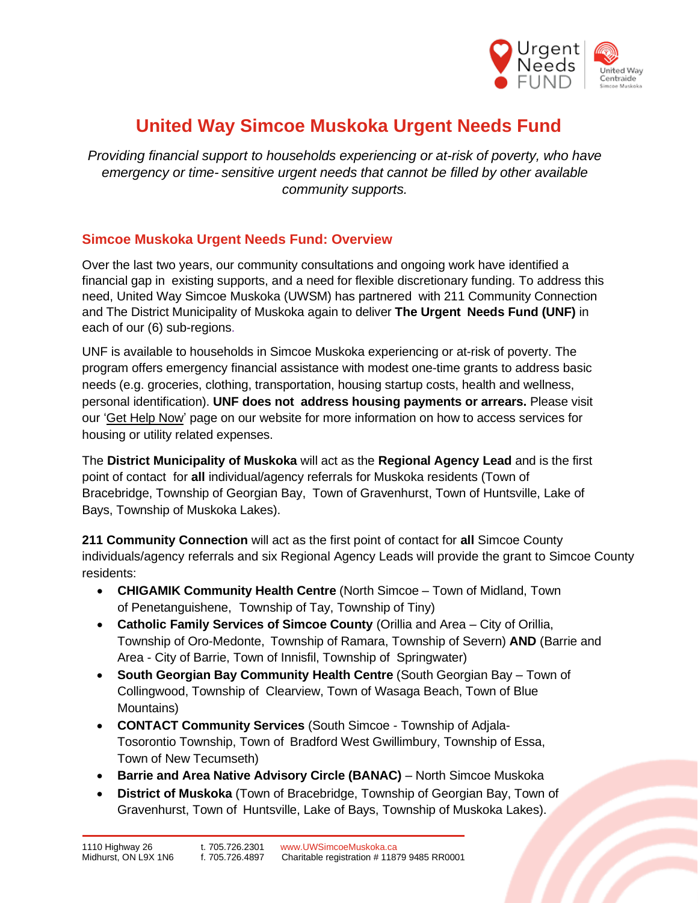# United Way Simcoe Muskoka Urgent Needs Fund

*Providing financial support to households experiencing or at-risk of poverty, who have emergency or time- sensitive urgent needs that cannot be filled by other available community supports.*

## Simcoe Muskoka Urgent Needs Fund: Overview

Over the last two years, our community consultations and ongoing work have identified a financial gap in existing supports, and a need for flexible discretionary funding. To address this need, United Way Simcoe Muskoka (UWSM) has partnered with 211 Community Connection and The District Municipality of Muskoka again to deliver **The Urgent Needs Fund (UNF)** in each of our (6) sub-regions.

UNF is available to households in Simcoe Muskoka experiencing or at-risk of poverty. The program offers emergency financial assistance with modest one-time grants to address basic needs (e.g. groceries, clothing, transportation, housing startup costs, health and wellness, personal identification). **UNF does not address housing payments or arrears.** Please visit our 'Get Help Now' page on our website for more information on how to access services for housing or utility related expenses.

The **District Municipality of Muskoka** will act as the **Regional Agency Lead** and is the first point of contact for **all** individual/agency referrals for Muskoka residents (Town of Bracebridge, Township of Georgian Bay, Town of Gravenhurst, Town of Huntsville, Lake of Bays, Township of Muskoka Lakes).

**211 Community Connection** will act as the first point of contact for **all** Simcoe County individuals/agency referrals and six Regional Agency Leads will provide the grant to Simcoe County residents:

- **CHIGAMIK Community Health Centre** (North Simcoe – Town of Midland, Town of Penetanguishene, Township of Tay, Township of Tiny)
- **Catholic Family Services of Simcoe County** (Orillia and Area – City of Orillia, Township of Oro-Medonte, Township of Ramara, Township of Severn) **AND** (Barrie and Area - City of Barrie, Town of Innisfil, Township of Springwater)
- **South Georgian Bay Community Health Centre** (South Georgian Bay – Town of Collingwood, Township of Clearview, Town of Wasaga Beach, Town of Blue Mountains)
- **CONTACT Community Services** (South Simcoe - Township of Adjala-Tosorontio Township, Town of Bradford West Gwillimbury, Township of Essa, Town of New Tecumseth)
- **Barrie and Area Native Advisory Circle (BANAC)** – North Simcoe Muskoka
- **District of Muskoka** (Town of Bracebridge, Township of Georgian Bay, Town of Gravenhurst, Town of Huntsville, Lake of Bays, Township of Muskoka Lakes).

1110 Highway 26
Midhurst, ON L9X 1N6
t. 705.726.2301
f. 705.726.4897
www.UWSimcoeMuskoka.ca
Charitable registration # 11879 9485 RR0001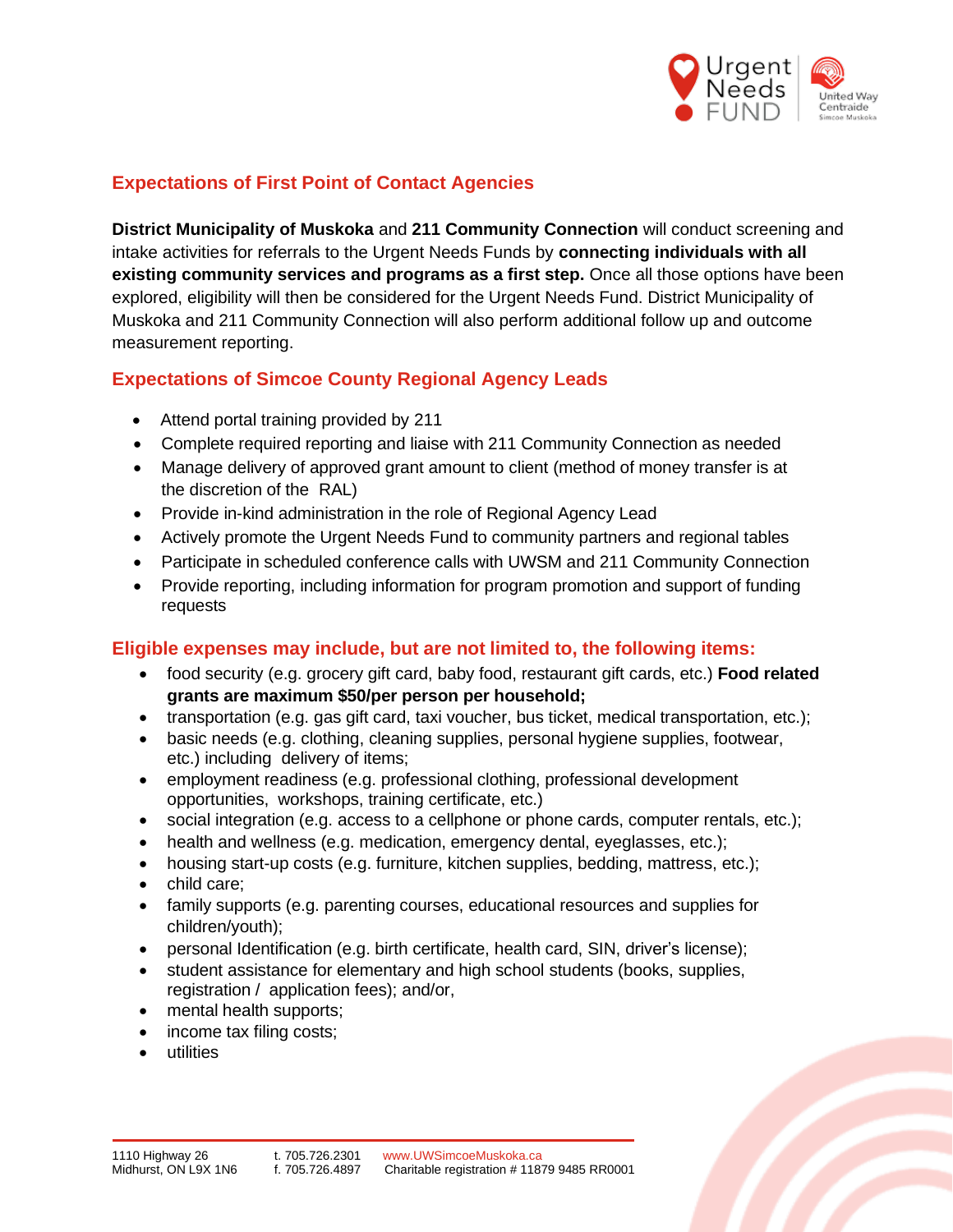## Expectations of First Point of Contact Agencies

**District Municipality of Muskoka** and **211 Community Connection** will conduct screening and intake activities for referrals to the Urgent Needs Funds by **connecting individuals with all existing community services and programs as a first step.** Once all those options have been explored, eligibility will then be considered for the Urgent Needs Fund. District Municipality of Muskoka and 211 Community Connection will also perform additional follow up and outcome measurement reporting.

## Expectations of Simcoe County Regional Agency Leads

- Attend portal training provided by 211
- Complete required reporting and liaise with 211 Community Connection as needed
- Manage delivery of approved grant amount to client (method of money transfer is at the discretion of the RAL)
- Provide in-kind administration in the role of Regional Agency Lead
- Actively promote the Urgent Needs Fund to community partners and regional tables
- Participate in scheduled conference calls with UWSM and 211 Community Connection
- Provide reporting, including information for program promotion and support of funding requests

## Eligible expenses may include, but are not limited to, the following items:

- food security (e.g. grocery gift card, baby food, restaurant gift cards, etc.) **Food related grants are maximum $50/per person per household;**
- transportation (e.g. gas gift card, taxi voucher, bus ticket, medical transportation, etc.);
- basic needs (e.g. clothing, cleaning supplies, personal hygiene supplies, footwear, etc.) including delivery of items;
- employment readiness (e.g. professional clothing, professional development opportunities, workshops, training certificate, etc.)
- social integration (e.g. access to a cellphone or phone cards, computer rentals, etc.);
- health and wellness (e.g. medication, emergency dental, eyeglasses, etc.);
- housing start-up costs (e.g. furniture, kitchen supplies, bedding, mattress, etc.);
- child care;
- family supports (e.g. parenting courses, educational resources and supplies for children/youth);
- personal Identification (e.g. birth certificate, health card, SIN, driver's license);
- student assistance for elementary and high school students (books, supplies, registration / application fees); and/or,
- mental health supports;
- income tax filing costs;
- utilities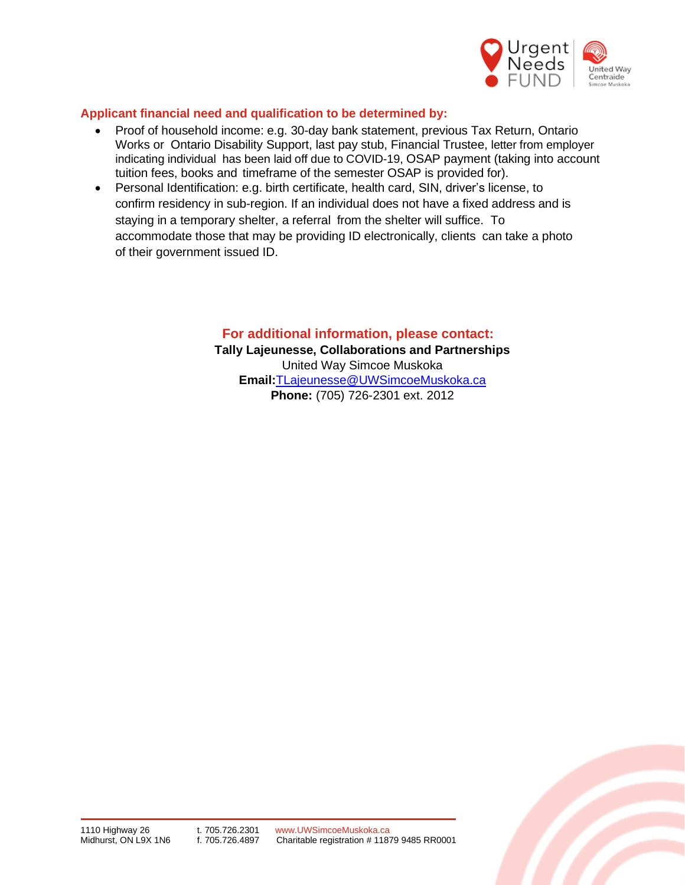## Applicant financial need and qualification to be determined by:

- Proof of household income: e.g. 30-day bank statement, previous Tax Return, Ontario Works or Ontario Disability Support, last pay stub, Financial Trustee, letter from employer indicating individual has been laid off due to COVID-19, OSAP payment (taking into account tuition fees, books and timeframe of the semester OSAP is provided for).
- Personal Identification: e.g. birth certificate, health card, SIN, driver's license, to confirm residency in sub-region. If an individual does not have a fixed address and is staying in a temporary shelter, a referral from the shelter will suffice. To accommodate those that may be providing ID electronically, clients can take a photo of their government issued ID.

## For additional information, please contact:

**Tally Lajeunesse, Collaborations and Partnerships**
United Way Simcoe Muskoka
**Email:** TLajeunesse@UWSimcoeMuskoka.ca
**Phone:** (705) 726-2301 ext. 2012